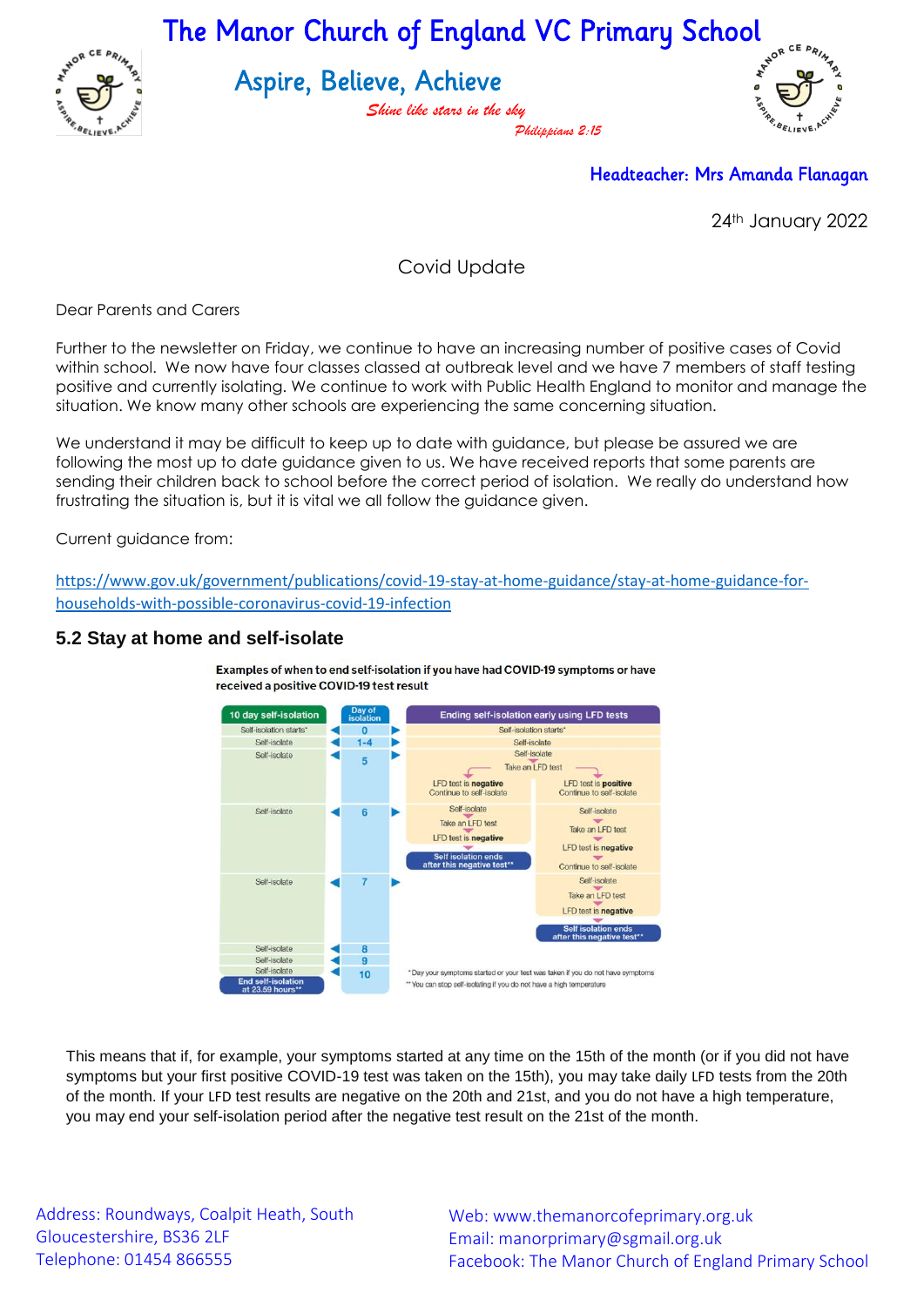# The Manor Church of England VC Primary School

## Aspire, Believe, Achieve

*Shine like stars in the sky*

*Philippians 2:15*

**Headteacher: Mrs Amanda Flanagan**

24th January 2022

Covid Update

Dear Parents and Carers

Further to the newsletter on Friday, we continue to have an increasing number of positive cases of Covid within school. We now have four classes classed at outbreak level and we have 7 members of staff testing positive and currently isolating. We continue to work with Public Health England to monitor and manage the situation. We know many other schools are experiencing the same concerning situation.

We understand it may be difficult to keep up to date with guidance, but please be assured we are following the most up to date guidance given to us. We have received reports that some parents are sending their children back to school before the correct period of isolation. We really do understand how frustrating the situation is, but it is vital we all follow the guidance given.

Current guidance from:

https://www.gov.uk/government/publications/covid-19-stay-at-home-guidance/stay-at-home-guidance-for-households-with-possible-coronavirus-covid-19-infection

### 5.2 Stay at home and self-isolate

**Examples of when to end self-isolation if you have had COVID-19 symptoms or have received a positive COVID-19 test result**

| 10 day self-isolation | Day of isolation | Ending self-isolation early using LFD tests |
|---|---|---|
| Self-isolation starts* | 0 | Self-isolation starts* |
| Self-isolate | 1-4 | Self-isolate |
| Self-isolate | 5 | Self-isolate. Take an LFD test. LFD test is **negative**: Continue to self-isolate. / LFD test is **positive**: Continue to self-isolate |
| Self-isolate | 6 | (After negative on day 5) Self-isolate. Take an LFD test. LFD test is **negative**. **Self isolation ends after this negative test**** / (After positive on day 5) Self-isolate. Take an LFD test. LFD test is **negative**. Continue to self-isolate |
| Self-isolate | 7 | Self-isolate. Take an LFD test. LFD test is **negative**. **Self isolation ends after this negative test**** |
| Self-isolate | 8 | |
| Self-isolate | 9 | |
| Self-isolate. **End self-isolation at 23.59 hours**** | 10 | |

\* Day your symptoms started or your test was taken if you do not have symptoms

\*\* You can stop self-isolating if you do not have a high temperature

This means that if, for example, your symptoms started at any time on the 15th of the month (or if you did not have symptoms but your first positive COVID-19 test was taken on the 15th), you may take daily LFD tests from the 20th of the month. If your LFD test results are negative on the 20th and 21st, and you do not have a high temperature, you may end your self-isolation period after the negative test result on the 21st of the month.

Address: Roundways, Coalpit Heath, South Gloucestershire, BS36 2LF
Telephone: 01454 866555

Web: www.themanorcofeprimary.org.uk
Email: manorprimary@sgmail.org.uk
Facebook: The Manor Church of England Primary School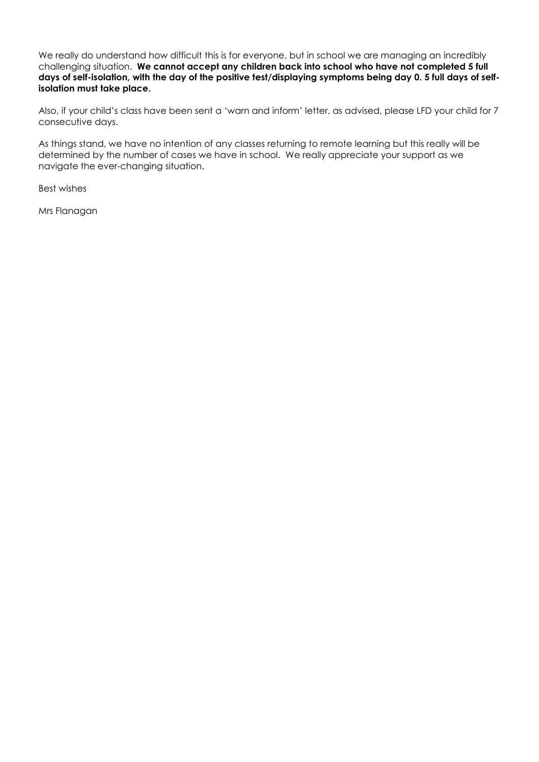We really do understand how difficult this is for everyone, but in school we are managing an incredibly challenging situation. **We cannot accept any children back into school who have not completed 5 full days of self-isolation, with the day of the positive test/displaying symptoms being day 0. 5 full days of self-isolation must take place.**

Also, if your child's class have been sent a 'warn and inform' letter, as advised, please LFD your child for 7 consecutive days.

As things stand, we have no intention of any classes returning to remote learning but this really will be determined by the number of cases we have in school. We really appreciate your support as we navigate the ever-changing situation.

Best wishes

Mrs Flanagan